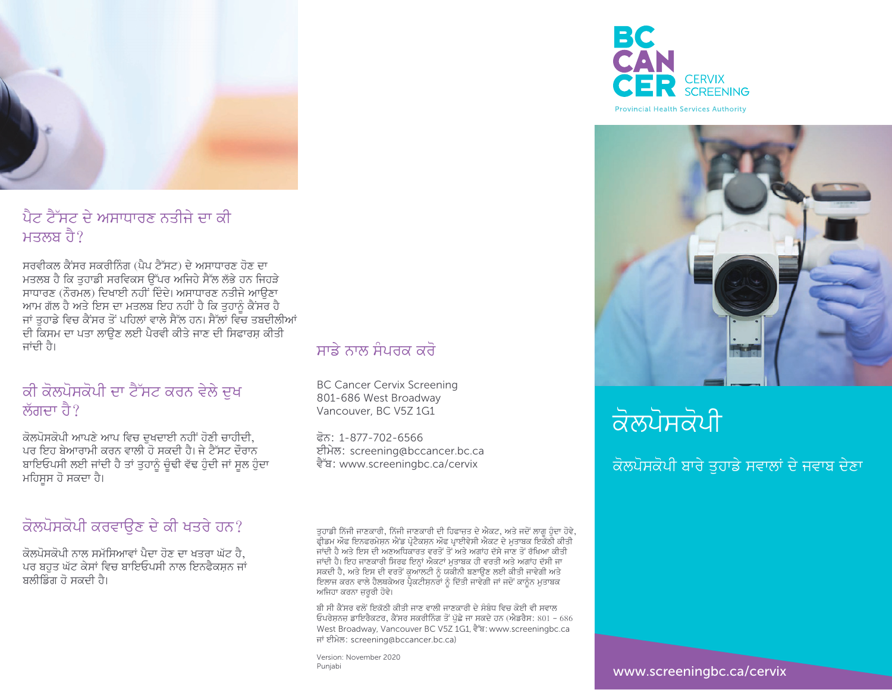## ਪੈਪ ਟੈੱਸਟ ਦੇ ਅਸਾਧਾਰਣ ਨਤੀਜੇ ਦਾ ਕੀ ਮਤਲਬ ਹੈ?

ਸਰਵੀਕਲ ਕੈਂਸਰ ਸਕਰੀਨਿੰਗ (ਪੈਪ ਟੈੱਸਟ) ਦੇ ਅਸਾਧਾਰਣ ਹੋਣ ਦਾ ਮਤਲਬ ਹੈ ਕਿ ਤੁਹਾਡੀ ਸਰਵਿਕਸ ਉੱਪਰ ਅਜਿਹੇ ਸੈੱਲ ਲੱਭੇ ਹਨ ਜਿਹੜੇ ਸਾਧਾਰਣ (ਨੌਰਮਲ) ਦਿਖਾਈ ਨਹੀਂ ਦਿੰਦੇ। ਅਸਾਧਾਰਣ ਨਤੀਜੇ ਆਉਣਾ ਆਮ ਗੱਲ ਹੈ ਅਤੇ ਇਸ ਦਾ ਮਤਲਬ ਇਹ ਨਹੀਂ ਹੈ ਕਿ ਤੁਹਾਨੂੰ ਕੈਂਸਰ ਹੈ ਜਾਂ ਤੁਹਾਡੇ ਵਿਚ ਕੈਂਸਰ ਤੋਂ ਪਹਿਲਾਂ ਵਾਲੇ ਸੈੱਲ ਹਨ। ਸੈੱਲਾਂ ਵਿਚ ਤਬਦੀਲੀਆਂ ਦੀ ਕਿਸਮ ਦਾ ਪਤਾ ਲਾਉਣ ਲਈ ਪੈਰਵੀ ਕੀਤੇ ਜਾਣ ਦੀ ਸਿਫਾਰਸ਼ ਕੀਤੀ ਜਾਂਦੀ ਹੈ।

## ਕੀ ਕੋਲਪੋਸਕੋਪੀ ਦਾ ਟੈੱਸਟ ਕਰਨ ਵੇਲੇ ਦੁਖ ਲੱਗਦਾ ਹੈ?

ਕੋਲਪੋਸਕੋਪੀ ਆਪਣੇ ਆਪ ਵਿਚ ਦੁਖਦਾਈ ਨਹੀਂ ਹੋਣੀ ਚਾਹੀਦੀ, ਪਰ ਇਹ ਬੇਆਰਾਮੀ ਕਰਨ ਵਾਲੀ ਹੋ ਸਕਦੀ ਹੈ। ਜੇ ਟੈੱਸਟ ਦੌਰਾਨ ਬਾਇਓਪਸੀ ਲਈ ਜਾਂਦੀ ਹੈ ਤਾਂ ਤੁਹਾਨੂੰ ਚੂੰਢੀ ਵੱਢ ਹੁੰਦੀ ਜਾਂ ਸੂਲ ਹੁੰਦਾ ਮਹਿਸੂਸ ਹੋ ਸਕਦਾ ਹੈ।

## ਕੋਲਪੋਸਕੋਪੀ ਕਰਵਾਉਣ ਦੇ ਕੀ ਖਤਰੇ ਹਨ?

ਕੋਲਪੋਸਕੋਪੀ ਨਾਲ ਸਮੱਸਿਆਵਾਂ ਪੈਦਾ ਹੋਣ ਦਾ ਖਤਰਾ ਘੱਟ ਹੈ, ਪਰ ਬਹੁਤ ਘੱਟ ਕੇਸਾਂ ਵਿਚ ਬਾਇਓਪਸੀ ਨਾਲ ਇਨਫੈਕਸ਼ਨ ਜਾਂ ਬਲੀਡਿੰਗ ਹੋ ਸਕਦੀ ਹੈ।

## ਸਾਡੇ ਨਾਲ ਸੰਪਰਕ ਕਰੋ

BC Cancer Cervix Screening
801-686 West Broadway
Vancouver, BC V5Z 1G1

ਫੋਨ: 1-877-702-6566
ਈਮੇਲ: screening@bccancer.bc.ca
ਵੈੱਬ: www.screeningbc.ca/cervix

ਤੁਹਾਡੀ ਨਿੱਜੀ ਜਾਣਕਾਰੀ, ਨਿੱਜੀ ਜਾਣਕਾਰੀ ਦੀ ਹਿਫਾਜ਼ਤ ਦੇ ਐਕਟ, ਅਤੇ ਜਦੋਂ ਲਾਗੂ ਹੁੰਦਾ ਹੋਵੇ, ਫ੍ਰੀਡਮ ਔਫ ਇਨਫਰਮੇਸ਼ਨ ਐਂਡ ਪ੍ਰੋਟੈਕਸ਼ਨ ਔਫ ਪ੍ਰਾਈਵੇਸੀ ਐਕਟ ਦੇ ਮੁਤਾਬਕ ਇਕੱਠੀ ਕੀਤੀ ਜਾਂਦੀ ਹੈ ਅਤੇ ਇਸ ਦੀ ਅਣਅਧਿਕਾਰਤ ਵਰਤੋਂ ਤੋਂ ਅਤੇ ਅਗਾਂਹ ਦੱਸੇ ਜਾਣ ਤੋਂ ਰੱਖਿਆ ਕੀਤੀ ਜਾਂਦੀ ਹੈ। ਇਹ ਜਾਣਕਾਰੀ ਸਿਰਫ ਇਨ੍ਹਾਂ ਐਕਟਾਂ ਮੁਤਾਬਕ ਹੀ ਵਰਤੀ ਅਤੇ ਅਗਾਂਹ ਦੱਸੀ ਜਾ ਸਕਦੀ ਹੈ, ਅਤੇ ਇਸ ਦੀ ਵਰਤੋਂ ਕੁਆਲਟੀ ਨੂੰ ਯਕੀਨੀ ਬਣਾਉਣ ਲਈ ਕੀਤੀ ਜਾਵੇਗੀ ਅਤੇ ਇਲਾਜ ਕਰਨ ਵਾਲੇ ਹੈਲਥਕੇਅਰ ਪ੍ਰੈਕਟੀਸ਼ਨਰਾਂ ਨੂੰ ਦਿੱਤੀ ਜਾਵੇਗੀ ਜਾਂ ਜਦੋਂ ਕਾਨੂੰਨ ਮੁਤਾਬਕ ਅਜਿਹਾ ਕਰਨਾ ਜ਼ਰੂਰੀ ਹੋਵੇ।

ਬੀ ਸੀ ਕੈਂਸਰ ਵਲੋਂ ਇਕੱਠੀ ਕੀਤੀ ਜਾਣ ਵਾਲੀ ਜਾਣਕਾਰੀ ਦੇ ਸੰਬੰਧ ਵਿਚ ਕੋਈ ਵੀ ਸਵਾਲ ਓਪਰੇਸ਼ਨਜ਼ ਡਾਇਰੈਕਟਰ, ਕੈਂਸਰ ਸਕਰੀਨਿੰਗ ਤੋਂ ਪੁੱਛੇ ਜਾ ਸਕਦੇ ਹਨ (ਐਡਰੈਸ: 801 – 686 West Broadway, Vancouver BC V5Z 1G1, ਵੈੱਬ: www.screeningbc.ca ਜਾਂ ਈਮੇਲ: screening@bccancer.bc.ca)

Version: November 2020
Punjabi

BC CANCER CERVIX SCREENING
Provincial Health Services Authority

# ਕੋਲਪੋਸਕੋਪੀ

ਕੋਲਪੋਸਕੋਪੀ ਬਾਰੇ ਤੁਹਾਡੇ ਸਵਾਲਾਂ ਦੇ ਜਵਾਬ ਦੇਣਾ

www.screeningbc.ca/cervix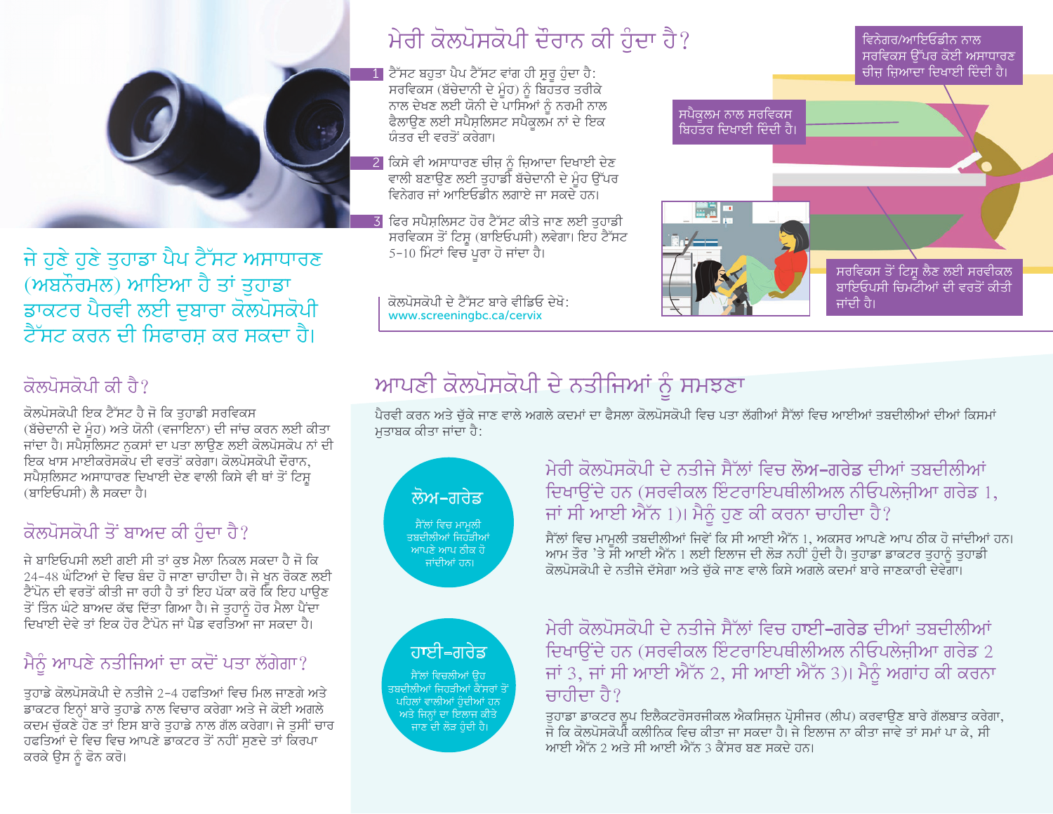ਜੇ ਹੁਣੇ ਹੁਣੇ ਤੁਹਾਡਾ ਪੈਪ ਟੈੱਸਟ ਅਸਾਧਾਰਣ (ਅਬਨੌਰਮਲ) ਆਇਆ ਹੈ ਤਾਂ ਤੁਹਾਡਾ ਡਾਕਟਰ ਪੈਰਵੀ ਲਈ ਦੁਬਾਰਾ ਕੋਲਪੋਸਕੋਪੀ ਟੈੱਸਟ ਕਰਨ ਦੀ ਸਿਫਾਰਸ਼ ਕਰ ਸਕਦਾ ਹੈ।

## ਕੋਲਪੋਸਕੋਪੀ ਕੀ ਹੈ?

ਕੋਲਪੋਸਕੋਪੀ ਇਕ ਟੈੱਸਟ ਹੈ ਜੋ ਕਿ ਤੁਹਾਡੀ ਸਰਵਿਕਸ (ਬੱਚੇਦਾਨੀ ਦੇ ਮੂੰਹ) ਅਤੇ ਯੋਨੀ (ਵਜਾਇਨਾ) ਦੀ ਜਾਂਚ ਕਰਨ ਲਈ ਕੀਤਾ ਜਾਂਦਾ ਹੈ। ਸਪੈਸ਼ਲਿਸਟ ਨੁਕਸਾਂ ਦਾ ਪਤਾ ਲਾਉਣ ਲਈ ਕੋਲਪੋਸਕੋਪ ਨਾਂ ਦੀ ਇਕ ਖਾਸ ਮਾਈਕਰੋਸਕੋਪ ਦੀ ਵਰਤੋਂ ਕਰੇਗਾ। ਕੋਲਪੋਸਕੋਪੀ ਦੌਰਾਨ, ਸਪੈਸ਼ਲਿਸਟ ਅਸਾਧਾਰਣ ਦਿਖਾਈ ਦੇਣ ਵਾਲੀ ਕਿਸੇ ਵੀ ਥਾਂ ਤੋਂ ਟਿਸ਼ੂ (ਬਾਇਓਪਸੀ) ਲੈ ਸਕਦਾ ਹੈ।

## ਕੋਲਪੋਸਕੋਪੀ ਤੋਂ ਬਾਅਦ ਕੀ ਹੁੰਦਾ ਹੈ?

ਜੇ ਬਾਇਓਪਸੀ ਲਈ ਗਈ ਸੀ ਤਾਂ ਕੁਝ ਮੈਲਾ ਨਿਕਲ ਸਕਦਾ ਹੈ ਜੋ ਕਿ 24-48 ਘੰਟਿਆਂ ਦੇ ਵਿਚ ਬੰਦ ਹੋ ਜਾਣਾ ਚਾਹੀਦਾ ਹੈ। ਜੇ ਖੂਨ ਰੋਕਣ ਲਈ ਟੈਂਪੋਨ ਦੀ ਵਰਤੋਂ ਕੀਤੀ ਜਾ ਰਹੀ ਹੈ ਤਾਂ ਇਹ ਪੱਕਾ ਕਰੋ ਕਿ ਇਹ ਪਾਉਣ ਤੋਂ ਤਿੰਨ ਘੰਟੇ ਬਾਅਦ ਕੱਢ ਦਿੱਤਾ ਗਿਆ ਹੈ। ਜੇ ਤੁਹਾਨੂੰ ਹੋਰ ਮੈਲਾ ਪੈਂਦਾ ਦਿਖਾਈ ਦੇਵੇ ਤਾਂ ਇਕ ਹੋਰ ਟੈਂਪੋਨ ਜਾਂ ਪੈਡ ਵਰਤਿਆ ਜਾ ਸਕਦਾ ਹੈ।

## ਮੈਨੂੰ ਆਪਣੇ ਨਤੀਜਿਆਂ ਦਾ ਕਦੋਂ ਪਤਾ ਲੱਗੇਗਾ?

ਤੁਹਾਡੇ ਕੋਲਪੋਸਕੋਪੀ ਦੇ ਨਤੀਜੇ 2-4 ਹਫਤਿਆਂ ਵਿਚ ਮਿਲ ਜਾਣਗੇ ਅਤੇ ਡਾਕਟਰ ਇਨ੍ਹਾਂ ਬਾਰੇ ਤੁਹਾਡੇ ਨਾਲ ਵਿਚਾਰ ਕਰੇਗਾ ਅਤੇ ਜੇ ਕੋਈ ਅਗਲੇ ਕਦਮ ਚੁੱਕਣੇ ਹੋਣ ਤਾਂ ਇਸ ਬਾਰੇ ਤੁਹਾਡੇ ਨਾਲ ਗੱਲ ਕਰੇਗਾ। ਜੇ ਤੁਸੀਂ ਚਾਰ ਹਫਤਿਆਂ ਦੇ ਵਿਚ ਵਿਚ ਆਪਣੇ ਡਾਕਟਰ ਤੋਂ ਨਹੀਂ ਸੁਣਦੇ ਤਾਂ ਕਿਰਪਾ ਕਰਕੇ ਉਸ ਨੂੰ ਫੋਨ ਕਰੋ।

## ਮੇਰੀ ਕੋਲਪੋਸਕੋਪੀ ਦੌਰਾਨ ਕੀ ਹੁੰਦਾ ਹੈ?

1. ਟੈੱਸਟ ਬਹੁਤਾ ਪੈਪ ਟੈੱਸਟ ਵਾਂਗ ਹੀ ਸ਼ੁਰੂ ਹੁੰਦਾ ਹੈ: ਸਰਵਿਕਸ (ਬੱਚੇਦਾਨੀ ਦੇ ਮੂੰਹ) ਨੂੰ ਬਿਹਤਰ ਤਰੀਕੇ ਨਾਲ ਦੇਖਣ ਲਈ ਯੋਨੀ ਦੇ ਪਾਸਿਆਂ ਨੂੰ ਨਰਮੀ ਨਾਲ ਫੈਲਾਉਣ ਲਈ ਸਪੈਸ਼ਲਿਸਟ ਸਪੈਕੂਲਮ ਨਾਂ ਦੇ ਇਕ ਯੰਤਰ ਦੀ ਵਰਤੋਂ ਕਰੇਗਾ।
2. ਕਿਸੇ ਵੀ ਅਸਾਧਾਰਣ ਚੀਜ਼ ਨੂੰ ਜ਼ਿਆਦਾ ਦਿਖਾਈ ਦੇਣ ਵਾਲੀ ਬਣਾਉਣ ਲਈ ਤੁਹਾਡੀ ਬੱਚੇਦਾਨੀ ਦੇ ਮੂੰਹ ਉੱਪਰ ਵਿਨੇਗਰ ਜਾਂ ਆਇਓਡੀਨ ਲਗਾਏ ਜਾ ਸਕਦੇ ਹਨ।
3. ਫਿਰ ਸਪੈਸ਼ਲਿਸਟ ਹੋਰ ਟੈੱਸਟ ਕੀਤੇ ਜਾਣ ਲਈ ਤੁਹਾਡੀ ਸਰਵਿਕਸ ਤੋਂ ਟਿਸ਼ੂ (ਬਾਇਓਪਸੀ) ਲਵੇਗਾ। ਇਹ ਟੈੱਸਟ 5-10 ਮਿੰਟਾਂ ਵਿਚ ਪੂਰਾ ਹੋ ਜਾਂਦਾ ਹੈ।

ਕੋਲਪੋਸਕੋਪੀ ਦੇ ਟੈੱਸਟ ਬਾਰੇ ਵੀਡਿਓ ਦੇਖੋ:
www.screeningbc.ca/cervix

ਵਿਨੇਗਰ/ਆਇਓਡੀਨ ਨਾਲ ਸਰਵਿਕਸ ਉੱਪਰ ਕੋਈ ਅਸਾਧਾਰਣ ਚੀਜ਼ ਜ਼ਿਆਦਾ ਦਿਖਾਈ ਦਿੰਦੀ ਹੈ।

ਸਪੈਕੂਲਮ ਨਾਲ ਸਰਵਿਕਸ ਬਿਹਤਰ ਦਿਖਾਈ ਦਿੰਦੀ ਹੈ।

ਸਰਵਿਕਸ ਤੋਂ ਟਿਸ਼ੂ ਲੈਣ ਲਈ ਸਰਵੀਕਲ ਬਾਇਓਪਸੀ ਚਿਮਟੀਆਂ ਦੀ ਵਰਤੋਂ ਕੀਤੀ ਜਾਂਦੀ ਹੈ।

## ਆਪਣੀ ਕੋਲਪੋਸਕੋਪੀ ਦੇ ਨਤੀਜਿਆਂ ਨੂੰ ਸਮਝਣਾ

ਪੈਰਵੀ ਕਰਨ ਅਤੇ ਚੁੱਕੇ ਜਾਣ ਵਾਲੇ ਅਗਲੇ ਕਦਮਾਂ ਦਾ ਫੈਸਲਾ ਕੋਲਪੋਸਕੋਪੀ ਵਿਚ ਪਤਾ ਲੱਗੀਆਂ ਸੈੱਲਾਂ ਵਿਚ ਆਈਆਂ ਤਬਦੀਲੀਆਂ ਦੀਆਂ ਕਿਸਮਾਂ ਮੁਤਾਬਕ ਕੀਤਾ ਜਾਂਦਾ ਹੈ:

**ਲੋਅ-ਗਰੇਡ**
ਸੈੱਲਾਂ ਵਿਚ ਮਾਮੂਲੀ ਤਬਦੀਲੀਆਂ ਜਿਹੜੀਆਂ ਆਪਣੇ ਆਪ ਠੀਕ ਹੋ ਜਾਂਦੀਆਂ ਹਨ।

### ਮੇਰੀ ਕੋਲਪੋਸਕੋਪੀ ਦੇ ਨਤੀਜੇ ਸੈੱਲਾਂ ਵਿਚ ਲੋਅ-ਗਰੇਡ ਦੀਆਂ ਤਬਦੀਲੀਆਂ ਦਿਖਾਉਂਦੇ ਹਨ (ਸਰਵੀਕਲ ਇੰਟਰਾਇਪਥੀਲੀਅਲ ਨੀਓਪਲੇਜ਼ੀਆ ਗਰੇਡ 1, ਜਾਂ ਸੀ ਆਈ ਐੱਨ 1)। ਮੈਨੂੰ ਹੁਣ ਕੀ ਕਰਨਾ ਚਾਹੀਦਾ ਹੈ?

ਸੈੱਲਾਂ ਵਿਚ ਮਾਮੂਲੀ ਤਬਦੀਲੀਆਂ ਜਿਵੇਂ ਕਿ ਸੀ ਆਈ ਐੱਨ 1, ਅਕਸਰ ਆਪਣੇ ਆਪ ਠੀਕ ਹੋ ਜਾਂਦੀਆਂ ਹਨ। ਆਮ ਤੌਰ 'ਤੇ ਸੀ ਆਈ ਐੱਨ 1 ਲਈ ਇਲਾਜ ਦੀ ਲੋੜ ਨਹੀਂ ਹੁੰਦੀ ਹੈ। ਤੁਹਾਡਾ ਡਾਕਟਰ ਤੁਹਾਨੂੰ ਤੁਹਾਡੀ ਕੋਲਪੋਸਕੋਪੀ ਦੇ ਨਤੀਜੇ ਦੱਸੇਗਾ ਅਤੇ ਚੁੱਕੇ ਜਾਣ ਵਾਲੇ ਕਿਸੇ ਅਗਲੇ ਕਦਮਾਂ ਬਾਰੇ ਜਾਣਕਾਰੀ ਦੇਵੇਗਾ।

**ਹਾਈ-ਗਰੇਡ**
ਸੈੱਲਾਂ ਵਿਚਲੀਆਂ ਉਹ ਤਬਦੀਲੀਆਂ ਜਿਹੜੀਆਂ ਕੈਂਸਰਾਂ ਤੋਂ ਪਹਿਲਾਂ ਵਾਲੀਆਂ ਹੁੰਦੀਆਂ ਹਨ ਅਤੇ ਜਿਨ੍ਹਾਂ ਦਾ ਇਲਾਜ ਕੀਤੇ ਜਾਣ ਦੀ ਲੋੜ ਹੁੰਦੀ ਹੈ।

### ਮੇਰੀ ਕੋਲਪੋਸਕੋਪੀ ਦੇ ਨਤੀਜੇ ਸੈੱਲਾਂ ਵਿਚ ਹਾਈ-ਗਰੇਡ ਦੀਆਂ ਤਬਦੀਲੀਆਂ ਦਿਖਾਉਂਦੇ ਹਨ (ਸਰਵੀਕਲ ਇੰਟਰਾਇਪਥੀਲੀਅਲ ਨੀਓਪਲੇਜ਼ੀਆ ਗਰੇਡ 2 ਜਾਂ 3, ਜਾਂ ਸੀ ਆਈ ਐੱਨ 2, ਸੀ ਆਈ ਐੱਨ 3)। ਮੈਨੂੰ ਅਗਾਂਹ ਕੀ ਕਰਨਾ ਚਾਹੀਦਾ ਹੈ?

ਤੁਹਾਡਾ ਡਾਕਟਰ ਲੂਪ ਇਲੈਕਟਰੋਸਰਜੀਕਲ ਐਕਸਿਜ਼ਨ ਪ੍ਰੋਸੀਜਰ (ਲੀਪ) ਕਰਵਾਉਣ ਬਾਰੇ ਗੱਲਬਾਤ ਕਰੇਗਾ, ਜੋ ਕਿ ਕੋਲਪੋਸਕੋਪੀ ਕਲੀਨਿਕ ਵਿਚ ਕੀਤਾ ਜਾ ਸਕਦਾ ਹੈ। ਜੇ ਇਲਾਜ ਨਾ ਕੀਤਾ ਜਾਵੇ ਤਾਂ ਸਮਾਂ ਪਾ ਕੇ, ਸੀ ਆਈ ਐੱਨ 2 ਅਤੇ ਸੀ ਆਈ ਐੱਨ 3 ਕੈਂਸਰ ਬਣ ਸਕਦੇ ਹਨ।